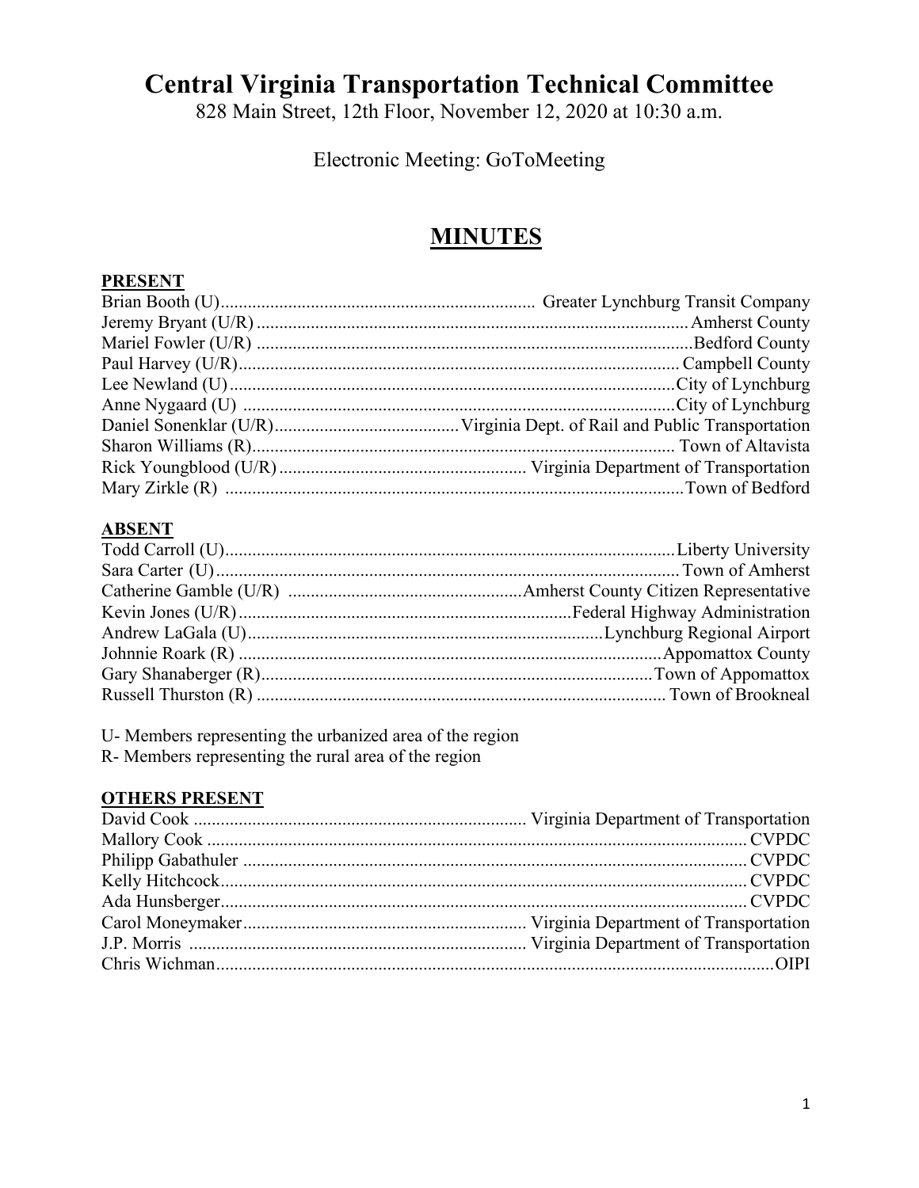# Central Virginia Transportation Technical Committee

828 Main Street, 12th Floor, November 12, 2020 at 10:30 a.m.

Electronic Meeting: GoToMeeting

## MINUTES

**PRESENT**

| | |
|---|---|
| Brian Booth (U) | Greater Lynchburg Transit Company |
| Jeremy Bryant (U/R) | Amherst County |
| Mariel Fowler (U/R) | Bedford County |
| Paul Harvey (U/R) | Campbell County |
| Lee Newland (U) | City of Lynchburg |
| Anne Nygaard (U) | City of Lynchburg |
| Daniel Sonenklar (U/R) | Virginia Dept. of Rail and Public Transportation |
| Sharon Williams (R) | Town of Altavista |
| Rick Youngblood (U/R) | Virginia Department of Transportation |
| Mary Zirkle (R) | Town of Bedford |

**ABSENT**

| | |
|---|---|
| Todd Carroll (U) | Liberty University |
| Sara Carter (U) | Town of Amherst |
| Catherine Gamble (U/R) | Amherst County Citizen Representative |
| Kevin Jones (U/R) | Federal Highway Administration |
| Andrew LaGala (U) | Lynchburg Regional Airport |
| Johnnie Roark (R) | Appomattox County |
| Gary Shanaberger (R) | Town of Appomattox |
| Russell Thurston (R) | Town of Brookneal |

U- Members representing the urbanized area of the region
R- Members representing the rural area of the region

**OTHERS PRESENT**

| | |
|---|---|
| David Cook | Virginia Department of Transportation |
| Mallory Cook | CVPDC |
| Philipp Gabathuler | CVPDC |
| Kelly Hitchcock | CVPDC |
| Ada Hunsberger | CVPDC |
| Carol Moneymaker | Virginia Department of Transportation |
| J.P. Morris | Virginia Department of Transportation |
| Chris Wichman | OIPI |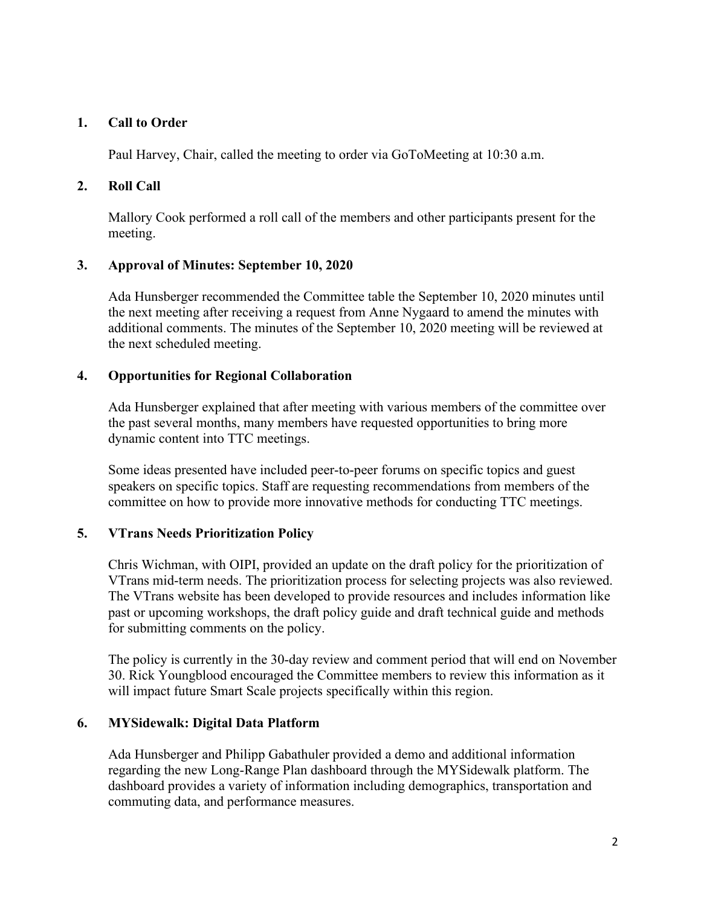1. **Call to Order**

   Paul Harvey, Chair, called the meeting to order via GoToMeeting at 10:30 a.m.

2. **Roll Call**

   Mallory Cook performed a roll call of the members and other participants present for the meeting.

3. **Approval of Minutes: September 10, 2020**

   Ada Hunsberger recommended the Committee table the September 10, 2020 minutes until the next meeting after receiving a request from Anne Nygaard to amend the minutes with additional comments. The minutes of the September 10, 2020 meeting will be reviewed at the next scheduled meeting.

4. **Opportunities for Regional Collaboration**

   Ada Hunsberger explained that after meeting with various members of the committee over the past several months, many members have requested opportunities to bring more dynamic content into TTC meetings.

   Some ideas presented have included peer-to-peer forums on specific topics and guest speakers on specific topics. Staff are requesting recommendations from members of the committee on how to provide more innovative methods for conducting TTC meetings.

5. **VTrans Needs Prioritization Policy**

   Chris Wichman, with OIPI, provided an update on the draft policy for the prioritization of VTrans mid-term needs. The prioritization process for selecting projects was also reviewed. The VTrans website has been developed to provide resources and includes information like past or upcoming workshops, the draft policy guide and draft technical guide and methods for submitting comments on the policy.

   The policy is currently in the 30-day review and comment period that will end on November 30. Rick Youngblood encouraged the Committee members to review this information as it will impact future Smart Scale projects specifically within this region.

6. **MYSidewalk: Digital Data Platform**

   Ada Hunsberger and Philipp Gabathuler provided a demo and additional information regarding the new Long-Range Plan dashboard through the MYSidewalk platform. The dashboard provides a variety of information including demographics, transportation and commuting data, and performance measures.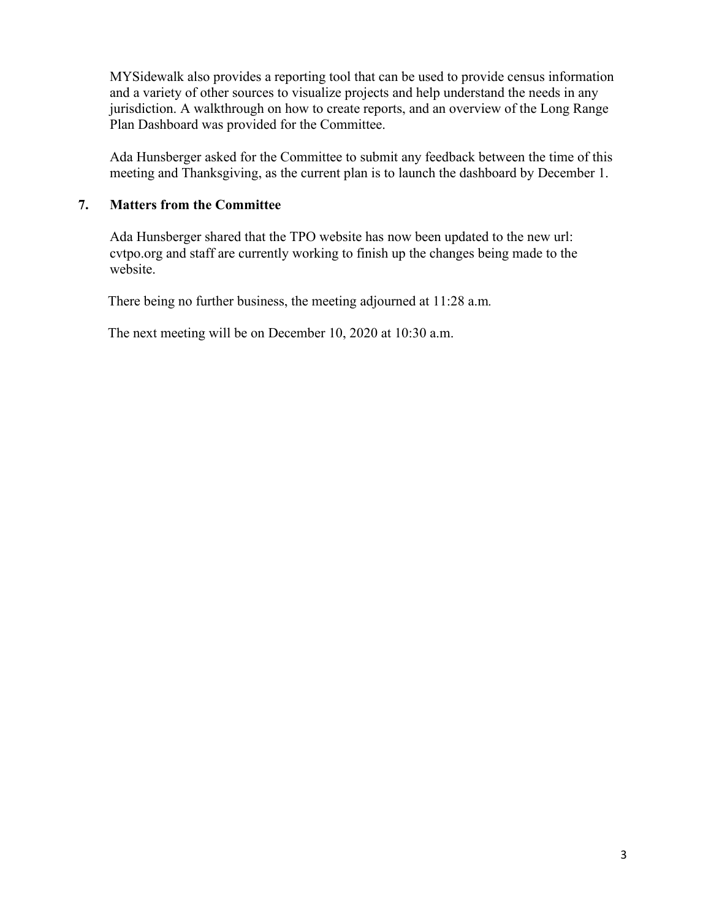MYSidewalk also provides a reporting tool that can be used to provide census information and a variety of other sources to visualize projects and help understand the needs in any jurisdiction. A walkthrough on how to create reports, and an overview of the Long Range Plan Dashboard was provided for the Committee.

Ada Hunsberger asked for the Committee to submit any feedback between the time of this meeting and Thanksgiving, as the current plan is to launch the dashboard by December 1.

**7. Matters from the Committee**

Ada Hunsberger shared that the TPO website has now been updated to the new url: cvtpo.org and staff are currently working to finish up the changes being made to the website.

There being no further business, the meeting adjourned at 11:28 a.m.

The next meeting will be on December 10, 2020 at 10:30 a.m.